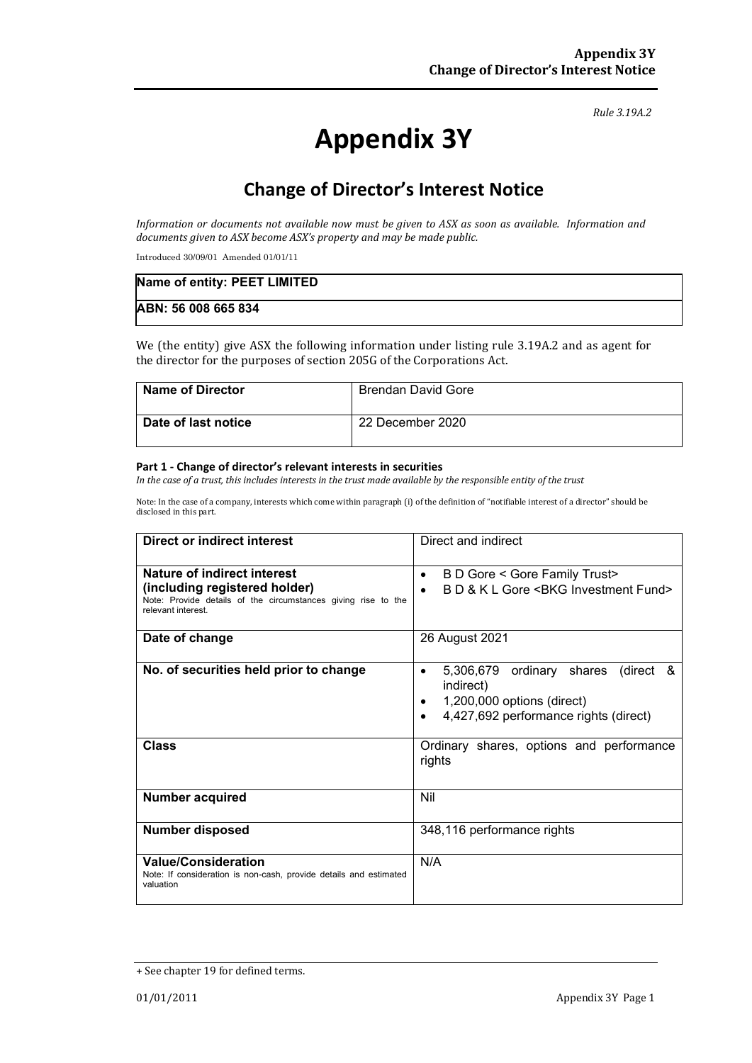*Rule 3.19A.2*

# Appendix 3Y

## Change of Director's Interest Notice

*Information or documents not available now must be given to ASX as soon as available. Information and documents given to ASX become ASX's property and may be made public.*

Introduced 30/09/01 Amended 01/01/11

| Name of entity: PEET LIMITED |
|---|
| ABN: 56 008 665 834 |

We (the entity) give ASX the following information under listing rule 3.19A.2 and as agent for the director for the purposes of section 205G of the Corporations Act.

| **Name of Director** | Brendan David Gore |
|---|---|
| **Date of last notice** | 22 December 2020 |

**Part 1 - Change of director's relevant interests in securities**

*In the case of a trust, this includes interests in the trust made available by the responsible entity of the trust*

Note: In the case of a company, interests which come within paragraph (i) of the definition of "notifiable interest of a director" should be disclosed in this part.

| **Direct or indirect interest** | Direct and indirect |
|---|---|
| **Nature of indirect interest (including registered holder)**<br>Note: Provide details of the circumstances giving rise to the relevant interest. | • B D Gore < Gore Family Trust><br>• B D & K L Gore <BKG Investment Fund> |
| **Date of change** | 26 August 2021 |
| **No. of securities held prior to change** | • 5,306,679 ordinary shares (direct & indirect)<br>• 1,200,000 options (direct)<br>• 4,427,692 performance rights (direct) |
| **Class** | Ordinary shares, options and performance rights |
| **Number acquired** | Nil |
| **Number disposed** | 348,116 performance rights |
| **Value/Consideration**<br>Note: If consideration is non-cash, provide details and estimated valuation | N/A |

+ See chapter 19 for defined terms.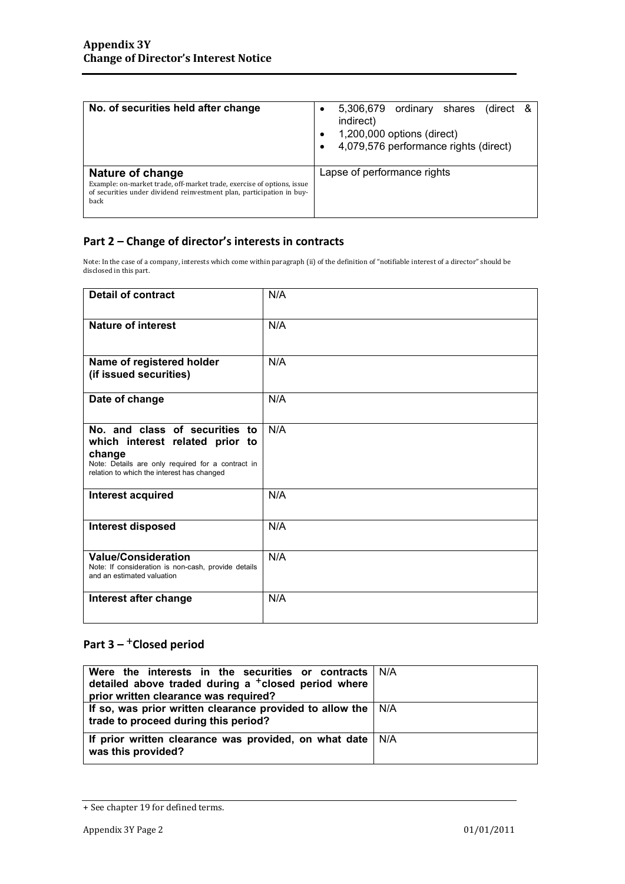## Appendix 3Y
## Change of Director's Interest Notice

| | |
|---|---|
| **No. of securities held after change** | • 5,306,679 ordinary shares (direct & indirect)<br>• 1,200,000 options (direct)<br>• 4,079,576 performance rights (direct) |
| **Nature of change**<br>Example: on-market trade, off-market trade, exercise of options, issue of securities under dividend reinvestment plan, participation in buy-back | Lapse of performance rights |

### Part 2 – Change of director's interests in contracts

Note: In the case of a company, interests which come within paragraph (ii) of the definition of "notifiable interest of a director" should be disclosed in this part.

| | |
|---|---|
| **Detail of contract** | N/A |
| **Nature of interest** | N/A |
| **Name of registered holder (if issued securities)** | N/A |
| **Date of change** | N/A |
| **No. and class of securities to which interest related prior to change**<br>Note: Details are only required for a contract in relation to which the interest has changed | N/A |
| **Interest acquired** | N/A |
| **Interest disposed** | N/A |
| **Value/Consideration**<br>Note: If consideration is non-cash, provide details and an estimated valuation | N/A |
| **Interest after change** | N/A |

### Part 3 – +Closed period

| | |
|---|---|
| **Were the interests in the securities or contracts detailed above traded during a +closed period where prior written clearance was required?** | N/A |
| **If so, was prior written clearance provided to allow the trade to proceed during this period?** | N/A |
| **If prior written clearance was provided, on what date was this provided?** | N/A |

+ See chapter 19 for defined terms.